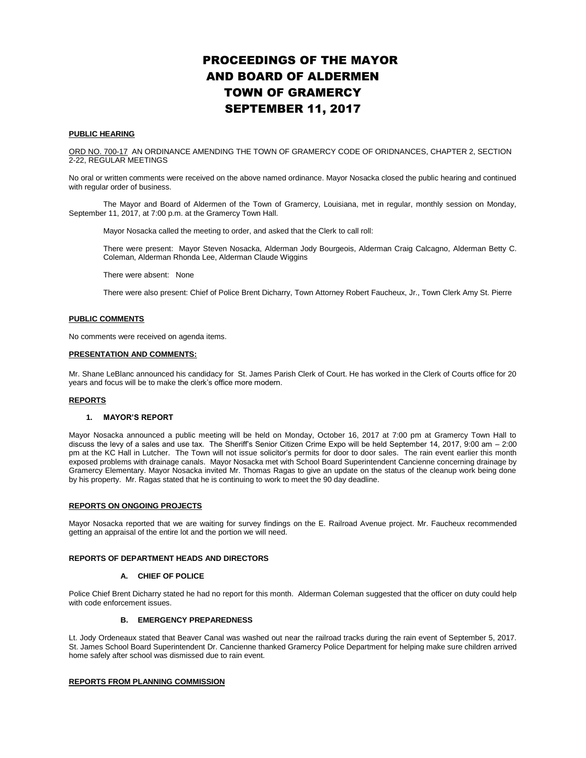# PROCEEDINGS OF THE MAYOR AND BOARD OF ALDERMEN TOWN OF GRAMERCY SEPTEMBER 11, 2017

**PUBLIC HEARING**

ORD NO. 700-17 AN ORDINANCE AMENDING THE TOWN OF GRAMERCY CODE OF ORIDNANCES, CHAPTER 2, SECTION 2-22, REGULAR MEETINGS

No oral or written comments were received on the above named ordinance. Mayor Nosacka closed the public hearing and continued with regular order of business.

The Mayor and Board of Aldermen of the Town of Gramercy, Louisiana, met in regular, monthly session on Monday, September 11, 2017, at 7:00 p.m. at the Gramercy Town Hall.

Mayor Nosacka called the meeting to order, and asked that the Clerk to call roll:

There were present: Mayor Steven Nosacka, Alderman Jody Bourgeois, Alderman Craig Calcagno, Alderman Betty C. Coleman, Alderman Rhonda Lee, Alderman Claude Wiggins

There were absent: None

There were also present: Chief of Police Brent Dicharry, Town Attorney Robert Faucheux, Jr., Town Clerk Amy St. Pierre

**PUBLIC COMMENTS**

No comments were received on agenda items.

**PRESENTATION AND COMMENTS:**

Mr. Shane LeBlanc announced his candidacy for St. James Parish Clerk of Court. He has worked in the Clerk of Courts office for 20 years and focus will be to make the clerk's office more modern.

**REPORTS**

**1. MAYOR'S REPORT**

Mayor Nosacka announced a public meeting will be held on Monday, October 16, 2017 at 7:00 pm at Gramercy Town Hall to discuss the levy of a sales and use tax. The Sheriff's Senior Citizen Crime Expo will be held September 14, 2017, 9:00 am – 2:00 pm at the KC Hall in Lutcher. The Town will not issue solicitor's permits for door to door sales. The rain event earlier this month exposed problems with drainage canals. Mayor Nosacka met with School Board Superintendent Cancienne concerning drainage by Gramercy Elementary. Mayor Nosacka invited Mr. Thomas Ragas to give an update on the status of the cleanup work being done by his property. Mr. Ragas stated that he is continuing to work to meet the 90 day deadline.

**REPORTS ON ONGOING PROJECTS**

Mayor Nosacka reported that we are waiting for survey findings on the E. Railroad Avenue project. Mr. Faucheux recommended getting an appraisal of the entire lot and the portion we will need.

**REPORTS OF DEPARTMENT HEADS AND DIRECTORS**

**A. CHIEF OF POLICE**

Police Chief Brent Dicharry stated he had no report for this month. Alderman Coleman suggested that the officer on duty could help with code enforcement issues.

**B. EMERGENCY PREPAREDNESS**

Lt. Jody Ordeneaux stated that Beaver Canal was washed out near the railroad tracks during the rain event of September 5, 2017. St. James School Board Superintendent Dr. Cancienne thanked Gramercy Police Department for helping make sure children arrived home safely after school was dismissed due to rain event.

**REPORTS FROM PLANNING COMMISSION**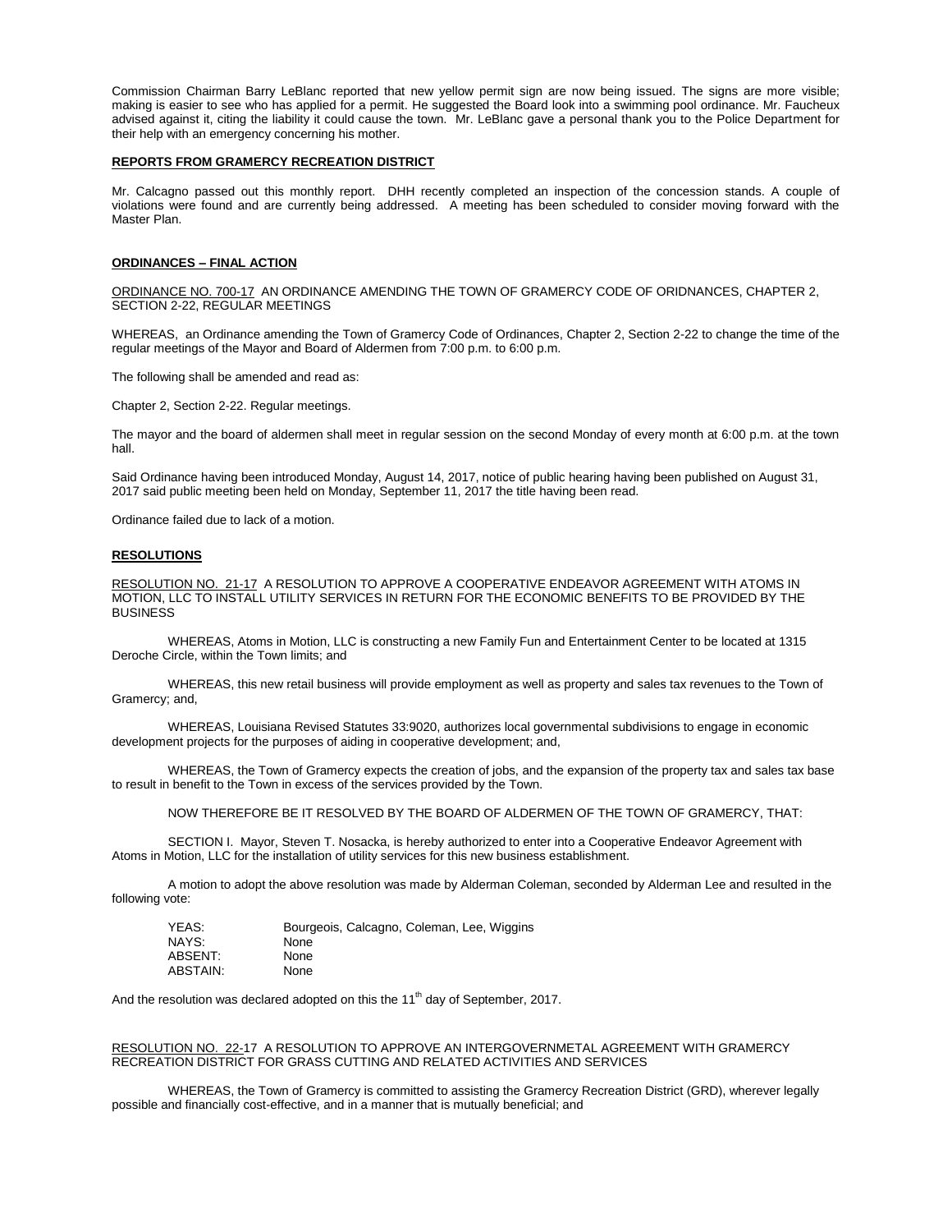Commission Chairman Barry LeBlanc reported that new yellow permit sign are now being issued. The signs are more visible; making is easier to see who has applied for a permit. He suggested the Board look into a swimming pool ordinance. Mr. Faucheux advised against it, citing the liability it could cause the town. Mr. LeBlanc gave a personal thank you to the Police Department for their help with an emergency concerning his mother.

**REPORTS FROM GRAMERCY RECREATION DISTRICT**

Mr. Calcagno passed out this monthly report. DHH recently completed an inspection of the concession stands. A couple of violations were found and are currently being addressed. A meeting has been scheduled to consider moving forward with the Master Plan.

**ORDINANCES – FINAL ACTION**

ORDINANCE NO. 700-17 AN ORDINANCE AMENDING THE TOWN OF GRAMERCY CODE OF ORIDNANCES, CHAPTER 2, SECTION 2-22, REGULAR MEETINGS

WHEREAS, an Ordinance amending the Town of Gramercy Code of Ordinances, Chapter 2, Section 2-22 to change the time of the regular meetings of the Mayor and Board of Aldermen from 7:00 p.m. to 6:00 p.m.

The following shall be amended and read as:

Chapter 2, Section 2-22. Regular meetings.

The mayor and the board of aldermen shall meet in regular session on the second Monday of every month at 6:00 p.m. at the town hall.

Said Ordinance having been introduced Monday, August 14, 2017, notice of public hearing having been published on August 31, 2017 said public meeting been held on Monday, September 11, 2017 the title having been read.

Ordinance failed due to lack of a motion.

**RESOLUTIONS**

RESOLUTION NO. 21-17 A RESOLUTION TO APPROVE A COOPERATIVE ENDEAVOR AGREEMENT WITH ATOMS IN MOTION, LLC TO INSTALL UTILITY SERVICES IN RETURN FOR THE ECONOMIC BENEFITS TO BE PROVIDED BY THE BUSINESS

WHEREAS, Atoms in Motion, LLC is constructing a new Family Fun and Entertainment Center to be located at 1315 Deroche Circle, within the Town limits; and

WHEREAS, this new retail business will provide employment as well as property and sales tax revenues to the Town of Gramercy; and,

WHEREAS, Louisiana Revised Statutes 33:9020, authorizes local governmental subdivisions to engage in economic development projects for the purposes of aiding in cooperative development; and,

WHEREAS, the Town of Gramercy expects the creation of jobs, and the expansion of the property tax and sales tax base to result in benefit to the Town in excess of the services provided by the Town.

NOW THEREFORE BE IT RESOLVED BY THE BOARD OF ALDERMEN OF THE TOWN OF GRAMERCY, THAT:

SECTION I. Mayor, Steven T. Nosacka, is hereby authorized to enter into a Cooperative Endeavor Agreement with Atoms in Motion, LLC for the installation of utility services for this new business establishment.

A motion to adopt the above resolution was made by Alderman Coleman, seconded by Alderman Lee and resulted in the following vote:

YEAS: Bourgeois, Calcagno, Coleman, Lee, Wiggins
NAYS: None
ABSENT: None
ABSTAIN: None

And the resolution was declared adopted on this the 11th day of September, 2017.

RESOLUTION NO. 22-17 A RESOLUTION TO APPROVE AN INTERGOVERNMETAL AGREEMENT WITH GRAMERCY RECREATION DISTRICT FOR GRASS CUTTING AND RELATED ACTIVITIES AND SERVICES

WHEREAS, the Town of Gramercy is committed to assisting the Gramercy Recreation District (GRD), wherever legally possible and financially cost-effective, and in a manner that is mutually beneficial; and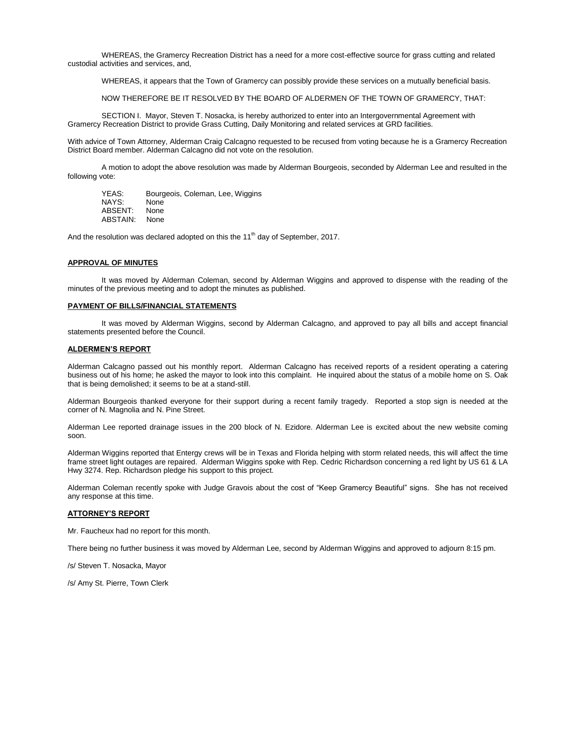WHEREAS, the Gramercy Recreation District has a need for a more cost-effective source for grass cutting and related custodial activities and services, and,

WHEREAS, it appears that the Town of Gramercy can possibly provide these services on a mutually beneficial basis.

NOW THEREFORE BE IT RESOLVED BY THE BOARD OF ALDERMEN OF THE TOWN OF GRAMERCY, THAT:

SECTION I. Mayor, Steven T. Nosacka, is hereby authorized to enter into an Intergovernmental Agreement with Gramercy Recreation District to provide Grass Cutting, Daily Monitoring and related services at GRD facilities.

With advice of Town Attorney, Alderman Craig Calcagno requested to be recused from voting because he is a Gramercy Recreation District Board member. Alderman Calcagno did not vote on the resolution.

A motion to adopt the above resolution was made by Alderman Bourgeois, seconded by Alderman Lee and resulted in the following vote:

| | |
|---|---|
| YEAS: | Bourgeois, Coleman, Lee, Wiggins |
| NAYS: | None |
| ABSENT: | None |
| ABSTAIN: | None |

And the resolution was declared adopted on this the 11th day of September, 2017.

**APPROVAL OF MINUTES**

It was moved by Alderman Coleman, second by Alderman Wiggins and approved to dispense with the reading of the minutes of the previous meeting and to adopt the minutes as published.

**PAYMENT OF BILLS/FINANCIAL STATEMENTS**

It was moved by Alderman Wiggins, second by Alderman Calcagno, and approved to pay all bills and accept financial statements presented before the Council.

**ALDERMEN'S REPORT**

Alderman Calcagno passed out his monthly report. Alderman Calcagno has received reports of a resident operating a catering business out of his home; he asked the mayor to look into this complaint. He inquired about the status of a mobile home on S. Oak that is being demolished; it seems to be at a stand-still.

Alderman Bourgeois thanked everyone for their support during a recent family tragedy. Reported a stop sign is needed at the corner of N. Magnolia and N. Pine Street.

Alderman Lee reported drainage issues in the 200 block of N. Ezidore. Alderman Lee is excited about the new website coming soon.

Alderman Wiggins reported that Entergy crews will be in Texas and Florida helping with storm related needs, this will affect the time frame street light outages are repaired. Alderman Wiggins spoke with Rep. Cedric Richardson concerning a red light by US 61 & LA Hwy 3274. Rep. Richardson pledge his support to this project.

Alderman Coleman recently spoke with Judge Gravois about the cost of "Keep Gramercy Beautiful" signs. She has not received any response at this time.

**ATTORNEY'S REPORT**

Mr. Faucheux had no report for this month.

There being no further business it was moved by Alderman Lee, second by Alderman Wiggins and approved to adjourn 8:15 pm.

/s/ Steven T. Nosacka, Mayor

/s/ Amy St. Pierre, Town Clerk